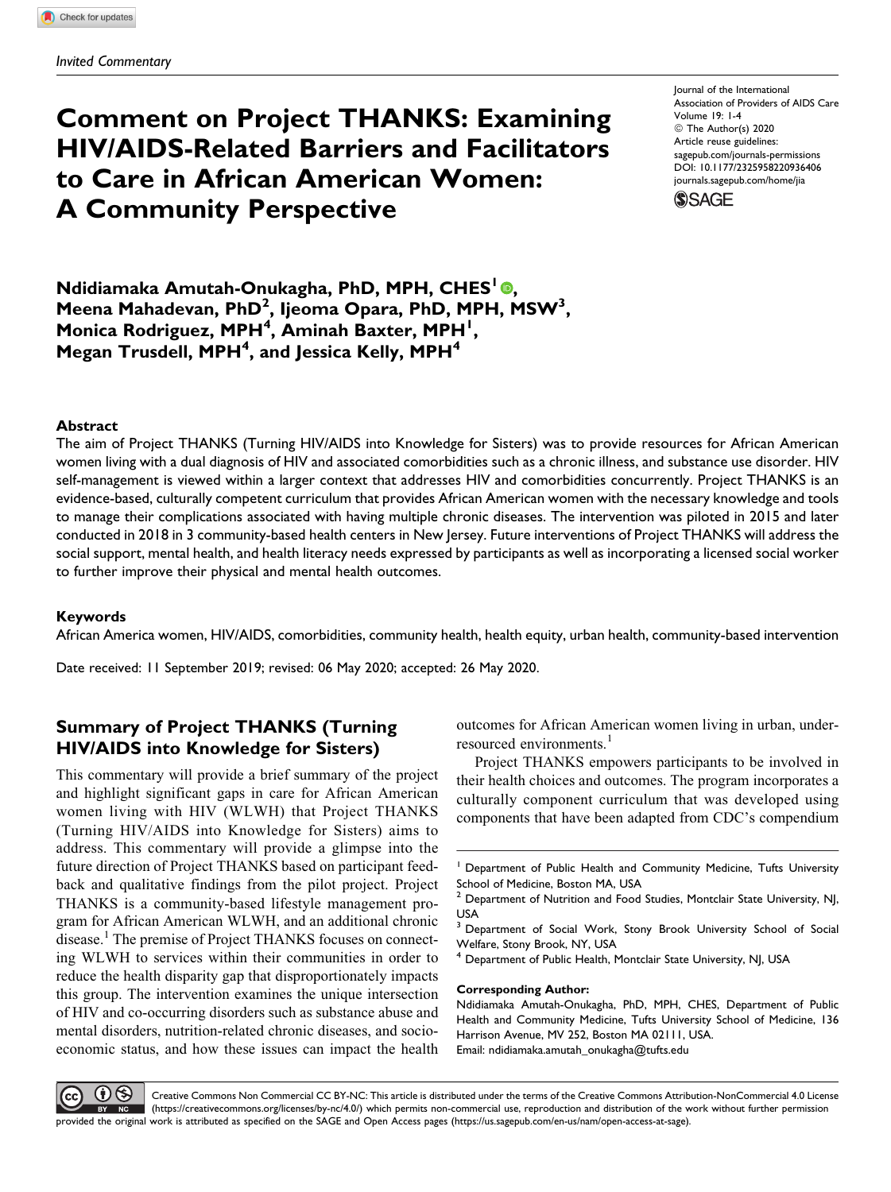*Invited Commentary*

# Comment on Project THANKS: Examining HIV/AIDS-Related Barriers and Facilitators to Care in African American Women: A Community Perspective

Journal of the International Association of Providers of AIDS Care
Volume 19: 1-4
© The Author(s) 2020
Article reuse guidelines: sagepub.com/journals-permissions
DOI: 10.1177/2325958220936406
journals.sagepub.com/home/jia

**Ndidiamaka Amutah-Onukagha, PhD, MPH, CHES[1], Meena Mahadevan, PhD[2], Ijeoma Opara, PhD, MPH, MSW[3], Monica Rodriguez, MPH[4], Aminah Baxter, MPH[1], Megan Trusdell, MPH[4], and Jessica Kelly, MPH[4]**

### Abstract

The aim of Project THANKS (Turning HIV/AIDS into Knowledge for Sisters) was to provide resources for African American women living with a dual diagnosis of HIV and associated comorbidities such as a chronic illness, and substance use disorder. HIV self-management is viewed within a larger context that addresses HIV and comorbidities concurrently. Project THANKS is an evidence-based, culturally competent curriculum that provides African American women with the necessary knowledge and tools to manage their complications associated with having multiple chronic diseases. The intervention was piloted in 2015 and later conducted in 2018 in 3 community-based health centers in New Jersey. Future interventions of Project THANKS will address the social support, mental health, and health literacy needs expressed by participants as well as incorporating a licensed social worker to further improve their physical and mental health outcomes.

### Keywords

African America women, HIV/AIDS, comorbidities, community health, health equity, urban health, community-based intervention

Date received: 11 September 2019; revised: 06 May 2020; accepted: 26 May 2020.

## Summary of Project THANKS (Turning HIV/AIDS into Knowledge for Sisters)

This commentary will provide a brief summary of the project and highlight significant gaps in care for African American women living with HIV (WLWH) that Project THANKS (Turning HIV/AIDS into Knowledge for Sisters) aims to address. This commentary will provide a glimpse into the future direction of Project THANKS based on participant feedback and qualitative findings from the pilot project. Project THANKS is a community-based lifestyle management program for African American WLWH, and an additional chronic disease.[1] The premise of Project THANKS focuses on connecting WLWH to services within their communities in order to reduce the health disparity gap that disproportionately impacts this group. The intervention examines the unique intersection of HIV and co-occurring disorders such as substance abuse and mental disorders, nutrition-related chronic diseases, and socioeconomic status, and how these issues can impact the health outcomes for African American women living in urban, under-resourced environments.[1]

Project THANKS empowers participants to be involved in their health choices and outcomes. The program incorporates a culturally component curriculum that was developed using components that have been adapted from CDC's compendium

---

[1] Department of Public Health and Community Medicine, Tufts University School of Medicine, Boston MA, USA
[2] Department of Nutrition and Food Studies, Montclair State University, NJ, USA
[3] Department of Social Work, Stony Brook University School of Social Welfare, Stony Brook, NY, USA
[4] Department of Public Health, Montclair State University, NJ, USA

**Corresponding Author:**
Ndidiamaka Amutah-Onukagha, PhD, MPH, CHES, Department of Public Health and Community Medicine, Tufts University School of Medicine, 136 Harrison Avenue, MV 252, Boston MA 02111, USA.
Email: ndidiamaka.amutah_onukagha@tufts.edu

Creative Commons Non Commercial CC BY-NC: This article is distributed under the terms of the Creative Commons Attribution-NonCommercial 4.0 License (https://creativecommons.org/licenses/by-nc/4.0/) which permits non-commercial use, reproduction and distribution of the work without further permission provided the original work is attributed as specified on the SAGE and Open Access pages (https://us.sagepub.com/en-us/nam/open-access-at-sage).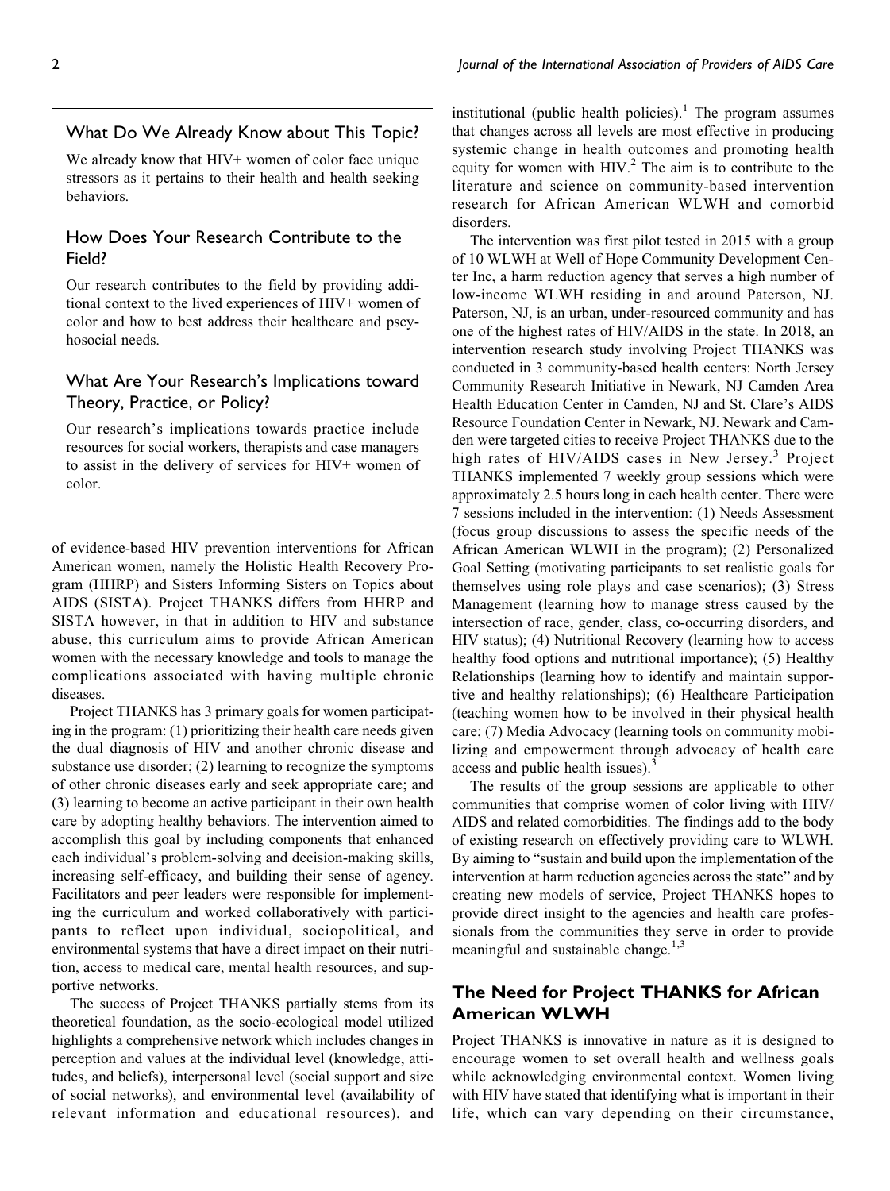## What Do We Already Know about This Topic?

We already know that HIV+ women of color face unique stressors as it pertains to their health and health seeking behaviors.

## How Does Your Research Contribute to the Field?

Our research contributes to the field by providing additional context to the lived experiences of HIV+ women of color and how to best address their healthcare and pscyhosocial needs.

## What Are Your Research's Implications toward Theory, Practice, or Policy?

Our research's implications towards practice include resources for social workers, therapists and case managers to assist in the delivery of services for HIV+ women of color.

of evidence-based HIV prevention interventions for African American women, namely the Holistic Health Recovery Program (HHRP) and Sisters Informing Sisters on Topics about AIDS (SISTA). Project THANKS differs from HHRP and SISTA however, in that in addition to HIV and substance abuse, this curriculum aims to provide African American women with the necessary knowledge and tools to manage the complications associated with having multiple chronic diseases.

Project THANKS has 3 primary goals for women participating in the program: (1) prioritizing their health care needs given the dual diagnosis of HIV and another chronic disease and substance use disorder; (2) learning to recognize the symptoms of other chronic diseases early and seek appropriate care; and (3) learning to become an active participant in their own health care by adopting healthy behaviors. The intervention aimed to accomplish this goal by including components that enhanced each individual's problem-solving and decision-making skills, increasing self-efficacy, and building their sense of agency. Facilitators and peer leaders were responsible for implementing the curriculum and worked collaboratively with participants to reflect upon individual, sociopolitical, and environmental systems that have a direct impact on their nutrition, access to medical care, mental health resources, and supportive networks.

The success of Project THANKS partially stems from its theoretical foundation, as the socio-ecological model utilized highlights a comprehensive network which includes changes in perception and values at the individual level (knowledge, attitudes, and beliefs), interpersonal level (social support and size of social networks), environmental level (availability of relevant information and educational resources), and institutional (public health policies).[1] The program assumes that changes across all levels are most effective in producing systemic change in health outcomes and promoting health equity for women with HIV.[2] The aim is to contribute to the literature and science on community-based intervention research for African American WLWH and comorbid disorders.

The intervention was first pilot tested in 2015 with a group of 10 WLWH at Well of Hope Community Development Center Inc, a harm reduction agency that serves a high number of low-income WLWH residing in and around Paterson, NJ. Paterson, NJ, is an urban, under-resourced community and has one of the highest rates of HIV/AIDS in the state. In 2018, an intervention research study involving Project THANKS was conducted in 3 community-based health centers: North Jersey Community Research Initiative in Newark, NJ Camden Area Health Education Center in Camden, NJ and St. Clare's AIDS Resource Foundation Center in Newark, NJ. Newark and Camden were targeted cities to receive Project THANKS due to the high rates of HIV/AIDS cases in New Jersey.[3] Project THANKS implemented 7 weekly group sessions which were approximately 2.5 hours long in each health center. There were 7 sessions included in the intervention: (1) Needs Assessment (focus group discussions to assess the specific needs of the African American WLWH in the program); (2) Personalized Goal Setting (motivating participants to set realistic goals for themselves using role plays and case scenarios); (3) Stress Management (learning how to manage stress caused by the intersection of race, gender, class, co-occurring disorders, and HIV status); (4) Nutritional Recovery (learning how to access healthy food options and nutritional importance); (5) Healthy Relationships (learning how to identify and maintain supportive and healthy relationships); (6) Healthcare Participation (teaching women how to be involved in their physical health care; (7) Media Advocacy (learning tools on community mobilizing and empowerment through advocacy of health care access and public health issues).[3]

The results of the group sessions are applicable to other communities that comprise women of color living with HIV/AIDS and related comorbidities. The findings add to the body of existing research on effectively providing care to WLWH. By aiming to "sustain and build upon the implementation of the intervention at harm reduction agencies across the state" and by creating new models of service, Project THANKS hopes to provide direct insight to the agencies and health care professionals from the communities they serve in order to provide meaningful and sustainable change.[1,3]

## The Need for Project THANKS for African American WLWH

Project THANKS is innovative in nature as it is designed to encourage women to set overall health and wellness goals while acknowledging environmental context. Women living with HIV have stated that identifying what is important in their life, which can vary depending on their circumstance,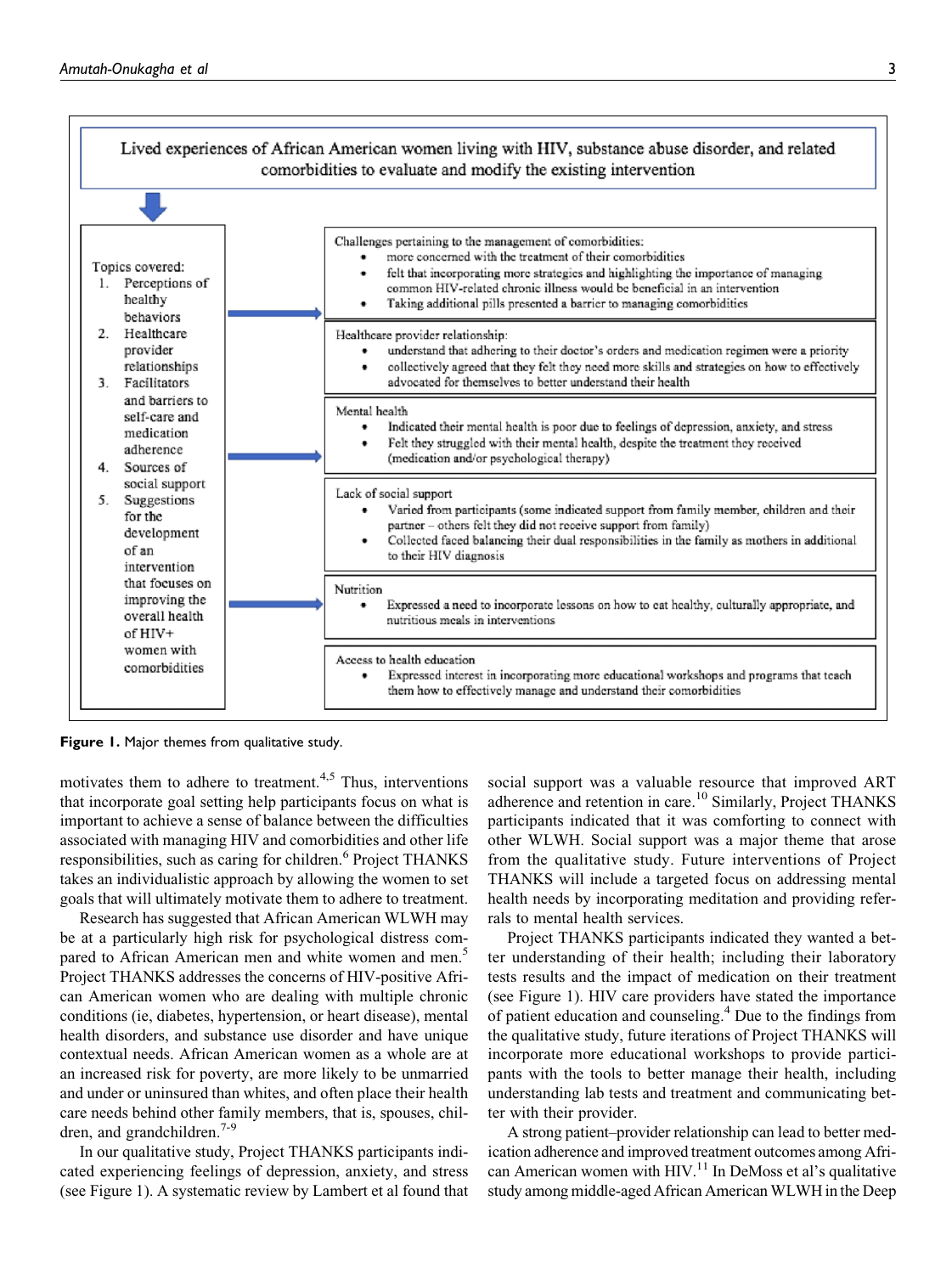Lived experiences of African American women living with HIV, substance abuse disorder, and related comorbidities to evaluate and modify the existing intervention

Topics covered:

1. Perceptions of healthy behaviors
2. Healthcare provider relationships
3. Facilitators and barriers to self-care and medication adherence
4. Sources of social support
5. Suggestions for the development of an intervention that focuses on improving the overall health of HIV+ women with comorbidities

Challenges pertaining to the management of comorbidities:

- more concerned with the treatment of their comorbidities
- felt that incorporating more strategies and highlighting the importance of managing common HIV-related chronic illness would be beneficial in an intervention
- Taking additional pills presented a barrier to managing comorbidities

Healthcare provider relationship:

- understand that adhering to their doctor's orders and medication regimen were a priority
- collectively agreed that they felt they need more skills and strategies on how to effectively advocated for themselves to better understand their health

Mental health

- Indicated their mental health is poor due to feelings of depression, anxiety, and stress
- Felt they struggled with their mental health, despite the treatment they received (medication and/or psychological therapy)

Lack of social support

- Varied from participants (some indicated support from family member, children and their partner – others felt they did not receive support from family)
- Collected faced balancing their dual responsibilities in the family as mothers in additional to their HIV diagnosis

Nutrition

- Expressed a need to incorporate lessons on how to eat healthy, culturally appropriate, and nutritious meals in interventions

Access to health education

- Expressed interest in incorporating more educational workshops and programs that teach them how to effectively manage and understand their comorbidities

**Figure 1.** Major themes from qualitative study.

motivates them to adhere to treatment.[4,5] Thus, interventions that incorporate goal setting help participants focus on what is important to achieve a sense of balance between the difficulties associated with managing HIV and comorbidities and other life responsibilities, such as caring for children.[6] Project THANKS takes an individualistic approach by allowing the women to set goals that will ultimately motivate them to adhere to treatment.

Research has suggested that African American WLWH may be at a particularly high risk for psychological distress compared to African American men and white women and men.[5] Project THANKS addresses the concerns of HIV-positive African American women who are dealing with multiple chronic conditions (ie, diabetes, hypertension, or heart disease), mental health disorders, and substance use disorder and have unique contextual needs. African American women as a whole are at an increased risk for poverty, are more likely to be unmarried and under or uninsured than whites, and often place their health care needs behind other family members, that is, spouses, children, and grandchildren.[7-9]

In our qualitative study, Project THANKS participants indicated experiencing feelings of depression, anxiety, and stress (see Figure 1). A systematic review by Lambert et al found that social support was a valuable resource that improved ART adherence and retention in care.[10] Similarly, Project THANKS participants indicated that it was comforting to connect with other WLWH. Social support was a major theme that arose from the qualitative study. Future interventions of Project THANKS will include a targeted focus on addressing mental health needs by incorporating meditation and providing referrals to mental health services.

Project THANKS participants indicated they wanted a better understanding of their health; including their laboratory tests results and the impact of medication on their treatment (see Figure 1). HIV care providers have stated the importance of patient education and counseling.[4] Due to the findings from the qualitative study, future iterations of Project THANKS will incorporate more educational workshops to provide participants with the tools to better manage their health, including understanding lab tests and treatment and communicating better with their provider.

A strong patient–provider relationship can lead to better medication adherence and improved treatment outcomes among African American women with HIV.[11] In DeMoss et al's qualitative study among middle-aged African American WLWH in the Deep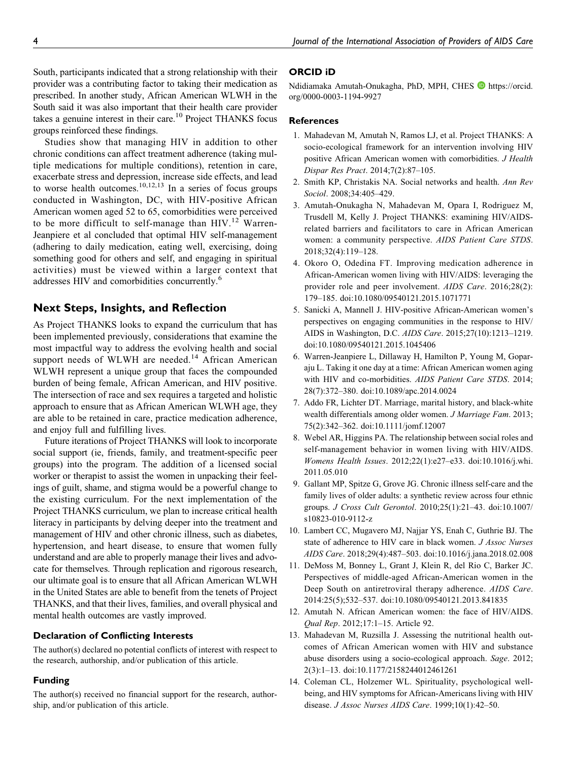South, participants indicated that a strong relationship with their provider was a contributing factor to taking their medication as prescribed. In another study, African American WLWH in the South said it was also important that their health care provider takes a genuine interest in their care.[10] Project THANKS focus groups reinforced these findings.

Studies show that managing HIV in addition to other chronic conditions can affect treatment adherence (taking multiple medications for multiple conditions), retention in care, exacerbate stress and depression, increase side effects, and lead to worse health outcomes.[10,12,13] In a series of focus groups conducted in Washington, DC, with HIV-positive African American women aged 52 to 65, comorbidities were perceived to be more difficult to self-manage than HIV.[12] Warren-Jeanpiere et al concluded that optimal HIV self-management (adhering to daily medication, eating well, exercising, doing something good for others and self, and engaging in spiritual activities) must be viewed within a larger context that addresses HIV and comorbidities concurrently.[6]

## Next Steps, Insights, and Reflection

As Project THANKS looks to expand the curriculum that has been implemented previously, considerations that examine the most impactful way to address the evolving health and social support needs of WLWH are needed.[14] African American WLWH represent a unique group that faces the compounded burden of being female, African American, and HIV positive. The intersection of race and sex requires a targeted and holistic approach to ensure that as African American WLWH age, they are able to be retained in care, practice medication adherence, and enjoy full and fulfilling lives.

Future iterations of Project THANKS will look to incorporate social support (ie, friends, family, and treatment-specific peer groups) into the program. The addition of a licensed social worker or therapist to assist the women in unpacking their feelings of guilt, shame, and stigma would be a powerful change to the existing curriculum. For the next implementation of the Project THANKS curriculum, we plan to increase critical health literacy in participants by delving deeper into the treatment and management of HIV and other chronic illness, such as diabetes, hypertension, and heart disease, to ensure that women fully understand and are able to properly manage their lives and advocate for themselves. Through replication and rigorous research, our ultimate goal is to ensure that all African American WLWH in the United States are able to benefit from the tenets of Project THANKS, and that their lives, families, and overall physical and mental health outcomes are vastly improved.

### Declaration of Conflicting Interests

The author(s) declared no potential conflicts of interest with respect to the research, authorship, and/or publication of this article.

### Funding

The author(s) received no financial support for the research, authorship, and/or publication of this article.

### ORCID iD

Ndidiamaka Amutah-Onukagha, PhD, MPH, CHES https://orcid.org/0000-0003-1194-9927

### References

1. Mahadevan M, Amutah N, Ramos LJ, et al. Project THANKS: A socio-ecological framework for an intervention involving HIV positive African American women with comorbidities. *J Health Dispar Res Pract*. 2014;7(2):87–105.
2. Smith KP, Christakis NA. Social networks and health. *Ann Rev Sociol*. 2008;34:405–429.
3. Amutah-Onukagha N, Mahadevan M, Opara I, Rodriguez M, Trusdell M, Kelly J. Project THANKS: examining HIV/AIDS-related barriers and facilitators to care in African American women: a community perspective. *AIDS Patient Care STDS*. 2018;32(4):119–128.
4. Okoro O, Odedina FT. Improving medication adherence in African-American women living with HIV/AIDS: leveraging the provider role and peer involvement. *AIDS Care*. 2016;28(2): 179–185. doi:10.1080/09540121.2015.1071771
5. Sanicki A, Mannell J. HIV-positive African-American women's perspectives on engaging communities in the response to HIV/AIDS in Washington, D.C. *AIDS Care*. 2015;27(10):1213–1219. doi:10.1080/09540121.2015.1045406
6. Warren-Jeanpiere L, Dillaway H, Hamilton P, Young M, Goparaju L. Taking it one day at a time: African American women aging with HIV and co-morbidities. *AIDS Patient Care STDS*. 2014; 28(7):372–380. doi:10.1089/apc.2014.0024
7. Addo FR, Lichter DT. Marriage, marital history, and black-white wealth differentials among older women. *J Marriage Fam*. 2013; 75(2):342–362. doi:10.1111/jomf.12007
8. Webel AR, Higgins PA. The relationship between social roles and self-management behavior in women living with HIV/AIDS. *Womens Health Issues*. 2012;22(1):e27–e33. doi:10.1016/j.whi.2011.05.010
9. Gallant MP, Spitze G, Grove JG. Chronic illness self-care and the family lives of older adults: a synthetic review across four ethnic groups. *J Cross Cult Gerontol*. 2010;25(1):21–43. doi:10.1007/s10823-010-9112-z
10. Lambert CC, Mugavero MJ, Najjar YS, Enah C, Guthrie BJ. The state of adherence to HIV care in black women. *J Assoc Nurses AIDS Care*. 2018;29(4):487–503. doi:10.1016/j.jana.2018.02.008
11. DeMoss M, Bonney L, Grant J, Klein R, del Rio C, Barker JC. Perspectives of middle-aged African-American women in the Deep South on antiretroviral therapy adherence. *AIDS Care*. 2014:25(5);532–537. doi:10.1080/09540121.2013.841835
12. Amutah N. African American women: the face of HIV/AIDS. *Qual Rep*. 2012;17:1–15. Article 92.
13. Mahadevan M, Ruzsilla J. Assessing the nutritional health outcomes of African American women with HIV and substance abuse disorders using a socio-ecological approach. *Sage*. 2012; 2(3):1–13. doi:10.1177/2158244012461261
14. Coleman CL, Holzemer WL. Spirituality, psychological well-being, and HIV symptoms for African-Americans living with HIV disease. *J Assoc Nurses AIDS Care*. 1999;10(1):42–50.